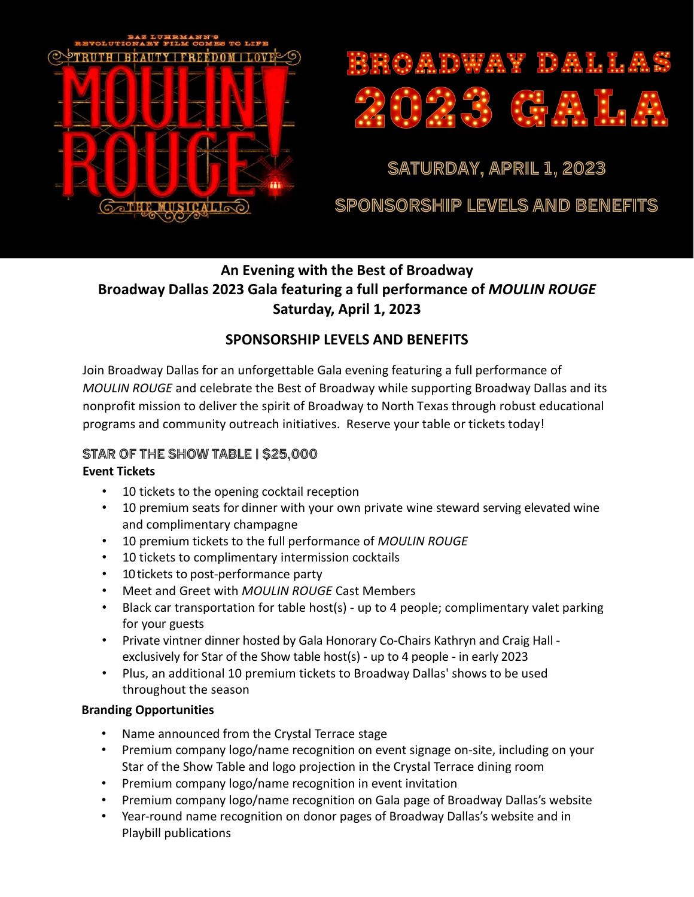BAZ LUHRMANN'S REVOLUTIONARY FILM COMES TO LIFE

TRUTH | BEAUTY | FREEDOM | LOVE

MOULIN ROUGE!

THE MUSICAL!

# BROADWAY DALLAS 2023 GALA

SATURDAY, APRIL 1, 2023

SPONSORSHIP LEVELS AND BENEFITS

**An Evening with the Best of Broadway**
**Broadway Dallas 2023 Gala featuring a full performance of *MOULIN ROUGE***
**Saturday, April 1, 2023**

## SPONSORSHIP LEVELS AND BENEFITS

Join Broadway Dallas for an unforgettable Gala evening featuring a full performance of *MOULIN ROUGE* and celebrate the Best of Broadway while supporting Broadway Dallas and its nonprofit mission to deliver the spirit of Broadway to North Texas through robust educational programs and community outreach initiatives. Reserve your table or tickets today!

### STAR OF THE SHOW TABLE | $25,000

**Event Tickets**

- 10 tickets to the opening cocktail reception
- 10 premium seats for dinner with your own private wine steward serving elevated wine and complimentary champagne
- 10 premium tickets to the full performance of *MOULIN ROUGE*
- 10 tickets to complimentary intermission cocktails
- 10 tickets to post-performance party
- Meet and Greet with *MOULIN ROUGE* Cast Members
- Black car transportation for table host(s) - up to 4 people; complimentary valet parking for your guests
- Private vintner dinner hosted by Gala Honorary Co-Chairs Kathryn and Craig Hall - exclusively for Star of the Show table host(s) - up to 4 people - in early 2023
- Plus, an additional 10 premium tickets to Broadway Dallas' shows to be used throughout the season

**Branding Opportunities**

- Name announced from the Crystal Terrace stage
- Premium company logo/name recognition on event signage on-site, including on your Star of the Show Table and logo projection in the Crystal Terrace dining room
- Premium company logo/name recognition in event invitation
- Premium company logo/name recognition on Gala page of Broadway Dallas's website
- Year-round name recognition on donor pages of Broadway Dallas's website and in Playbill publications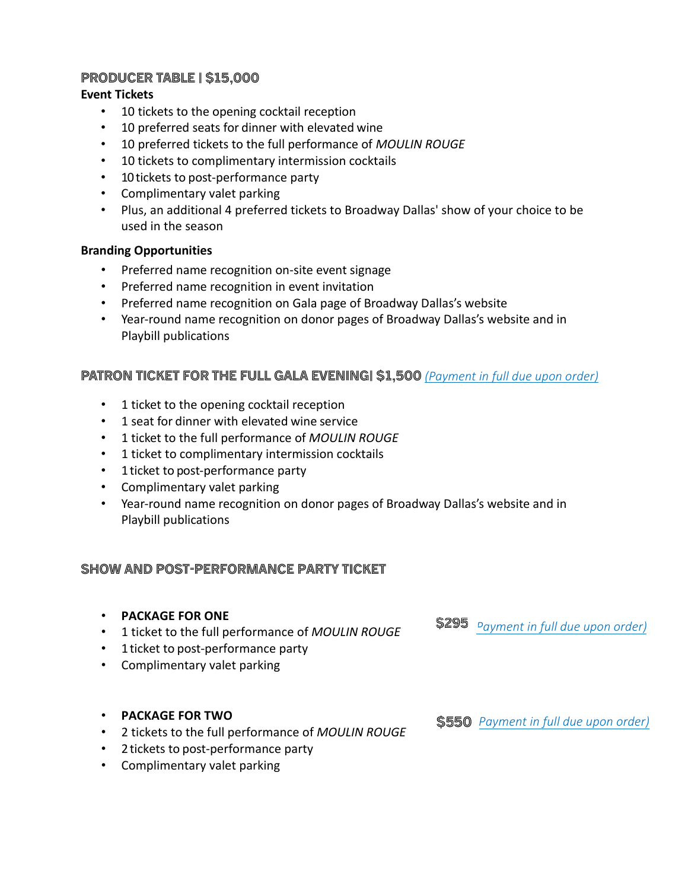## PRODUCER TABLE | $15,000

**Event Tickets**

- 10 tickets to the opening cocktail reception
- 10 preferred seats for dinner with elevated wine
- 10 preferred tickets to the full performance of *MOULIN ROUGE*
- 10 tickets to complimentary intermission cocktails
- 10 tickets to post-performance party
- Complimentary valet parking
- Plus, an additional 4 preferred tickets to Broadway Dallas' show of your choice to be used in the season

**Branding Opportunities**

- Preferred name recognition on-site event signage
- Preferred name recognition in event invitation
- Preferred name recognition on Gala page of Broadway Dallas's website
- Year-round name recognition on donor pages of Broadway Dallas's website and in Playbill publications

## PATRON TICKET FOR THE FULL GALA EVENING| $1,500 *(Payment in full due upon order)*

- 1 ticket to the opening cocktail reception
- 1 seat for dinner with elevated wine service
- 1 ticket to the full performance of *MOULIN ROUGE*
- 1 ticket to complimentary intermission cocktails
- 1 ticket to post-performance party
- Complimentary valet parking
- Year-round name recognition on donor pages of Broadway Dallas's website and in Playbill publications

## SHOW AND POST-PERFORMANCE PARTY TICKET

- **PACKAGE FOR ONE**
- 1 ticket to the full performance of *MOULIN ROUGE*
- 1 ticket to post-performance party
- Complimentary valet parking

$295 *Payment in full due upon order)*

- **PACKAGE FOR TWO**
- 2 tickets to the full performance of *MOULIN ROUGE*
- 2 tickets to post-performance party
- Complimentary valet parking

$550 *Payment in full due upon order)*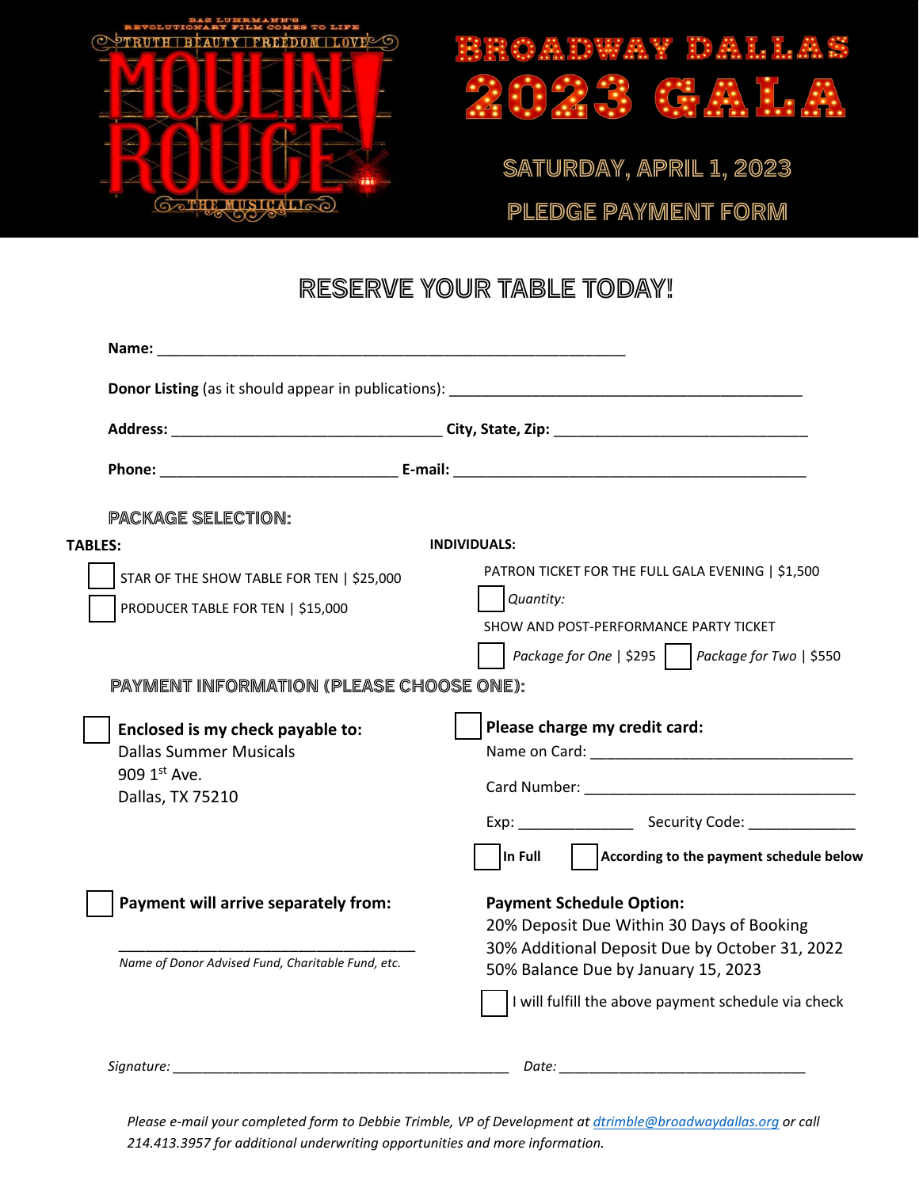BAZ LUHRMANN'S REVOLUTIONARY FILM COMES TO LIFE

TRUTH | BEAUTY | FREEDOM | LOVE

MOULIN ROUGE!

THE MUSICAL!

# BROADWAY DALLAS 2023 GALA

SATURDAY, APRIL 1, 2023

PLEDGE PAYMENT FORM

## RESERVE YOUR TABLE TODAY!

**Name:** ____________________________________________________________

**Donor Listing** (as it should appear in publications): _____________________________________________

**Address:** __________________________________ **City, State, Zip:** ________________________________

**Phone:** ______________________________ **E-mail:** _____________________________________________

### PACKAGE SELECTION:

**TABLES:**

- ☐ STAR OF THE SHOW TABLE FOR TEN | $25,000
- ☐ PRODUCER TABLE FOR TEN | $15,000

**INDIVIDUALS:**

PATRON TICKET FOR THE FULL GALA EVENING | $1,500

☐ *Quantity:*

SHOW AND POST-PERFORMANCE PARTY TICKET

☐ *Package for One* | $295 ☐ *Package for Two* | $550

### PAYMENT INFORMATION (PLEASE CHOOSE ONE):

☐ **Enclosed is my check payable to:**
Dallas Summer Musicals
909 1st Ave.
Dallas, TX 75210

☐ **Please charge my credit card:**

Name on Card: ________________________________

Card Number: __________________________________

Exp: ______________ Security Code: _____________

☐ **In Full** ☐ **According to the payment schedule below**

☐ **Payment will arrive separately from:**

____________________________________
*Name of Donor Advised Fund, Charitable Fund, etc.*

**Payment Schedule Option:**
20% Deposit Due Within 30 Days of Booking
30% Additional Deposit Due by October 31, 2022
50% Balance Due by January 15, 2023

☐ I will fulfill the above payment schedule via check

*Signature:* ___________________________________________ *Date:* ______________________________

*Please e-mail your completed form to Debbie Trimble, VP of Development at dtrimble@broadwaydallas.org or call 214.413.3957 for additional underwriting opportunities and more information.*